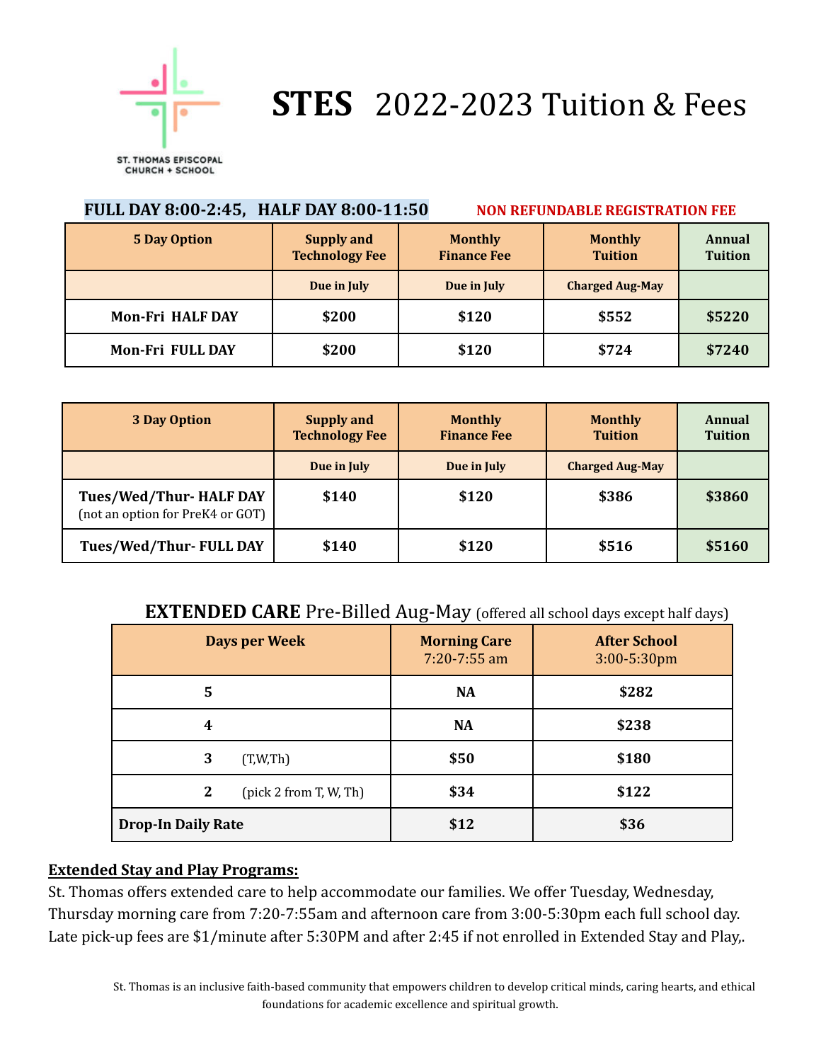ST. THOMAS EPISCOPAL CHURCH + SCHOOL

# STES 2022-2023 Tuition & Fees

**FULL DAY 8:00-2:45, HALF DAY 8:00-11:50**

**NON REFUNDABLE REGISTRATION FEE**

| 5 Day Option | Supply and Technology Fee | Monthly Finance Fee | Monthly Tuition | Annual Tuition |
|---|---|---|---|---|
| | Due in July | Due in July | Charged Aug-May | |
| Mon-Fri HALF DAY | $200 | $120 | $552 | $5220 |
| Mon-Fri FULL DAY | $200 | $120 | $724 | $7240 |

| 3 Day Option | Supply and Technology Fee | Monthly Finance Fee | Monthly Tuition | Annual Tuition |
|---|---|---|---|---|
| | Due in July | Due in July | Charged Aug-May | |
| Tues/Wed/Thur- HALF DAY (not an option for PreK4 or GOT) | $140 | $120 | $386 | $3860 |
| Tues/Wed/Thur- FULL DAY | $140 | $120 | $516 | $5160 |

## **EXTENDED CARE** Pre-Billed Aug-May (offered all school days except half days)

| Days per Week | Morning Care 7:20-7:55 am | After School 3:00-5:30pm |
|---|---|---|
| 5 | NA | $282 |
| 4 | NA | $238 |
| 3 (T,W,Th) | $50 | $180 |
| 2 (pick 2 from T, W, Th) | $34 | $122 |
| Drop-In Daily Rate | $12 | $36 |

**Extended Stay and Play Programs:**

St. Thomas offers extended care to help accommodate our families. We offer Tuesday, Wednesday, Thursday morning care from 7:20-7:55am and afternoon care from 3:00-5:30pm each full school day. Late pick-up fees are $1/minute after 5:30PM and after 2:45 if not enrolled in Extended Stay and Play,.

St. Thomas is an inclusive faith-based community that empowers children to develop critical minds, caring hearts, and ethical foundations for academic excellence and spiritual growth.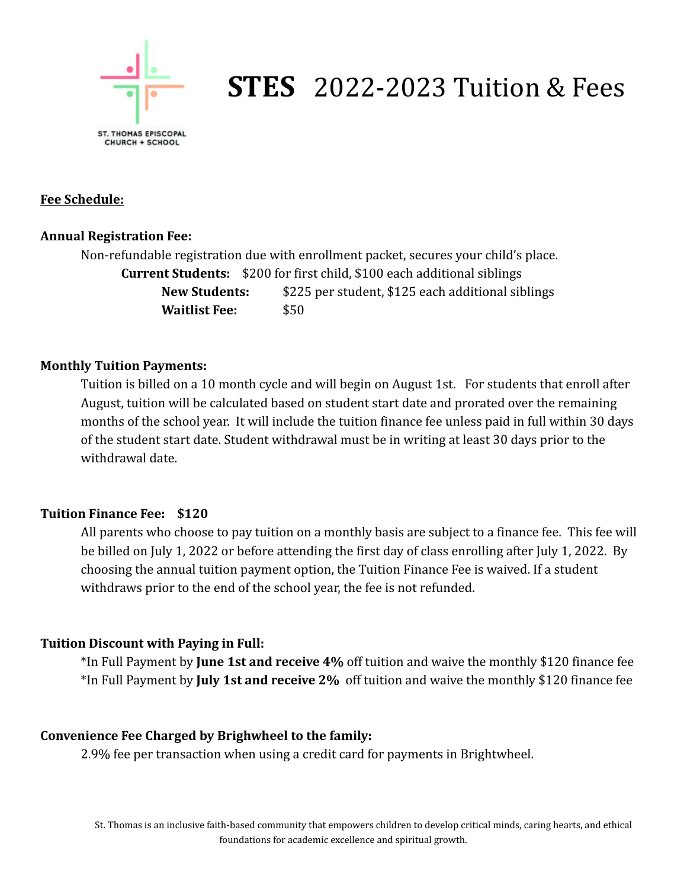ST. THOMAS EPISCOPAL
CHURCH + SCHOOL

# **STES** 2022-2023 Tuition & Fees

**Fee Schedule:**

**Annual Registration Fee:**

Non-refundable registration due with enrollment packet, secures your child's place.

**Current Students:** $200 for first child, $100 each additional siblings

**New Students:** $225 per student, $125 each additional siblings

**Waitlist Fee:** $50

**Monthly Tuition Payments:**

Tuition is billed on a 10 month cycle and will begin on August 1st. For students that enroll after August, tuition will be calculated based on student start date and prorated over the remaining months of the school year. It will include the tuition finance fee unless paid in full within 30 days of the student start date. Student withdrawal must be in writing at least 30 days prior to the withdrawal date.

**Tuition Finance Fee: $120**

All parents who choose to pay tuition on a monthly basis are subject to a finance fee. This fee will be billed on July 1, 2022 or before attending the first day of class enrolling after July 1, 2022. By choosing the annual tuition payment option, the Tuition Finance Fee is waived. If a student withdraws prior to the end of the school year, the fee is not refunded.

**Tuition Discount with Paying in Full:**

*In Full Payment by **June 1st and receive 4%** off tuition and waive the monthly $120 finance fee

*In Full Payment by **July 1st and receive 2%** off tuition and waive the monthly $120 finance fee

**Convenience Fee Charged by Brighwheel to the family:**

2.9% fee per transaction when using a credit card for payments in Brightwheel.

St. Thomas is an inclusive faith-based community that empowers children to develop critical minds, caring hearts, and ethical foundations for academic excellence and spiritual growth.